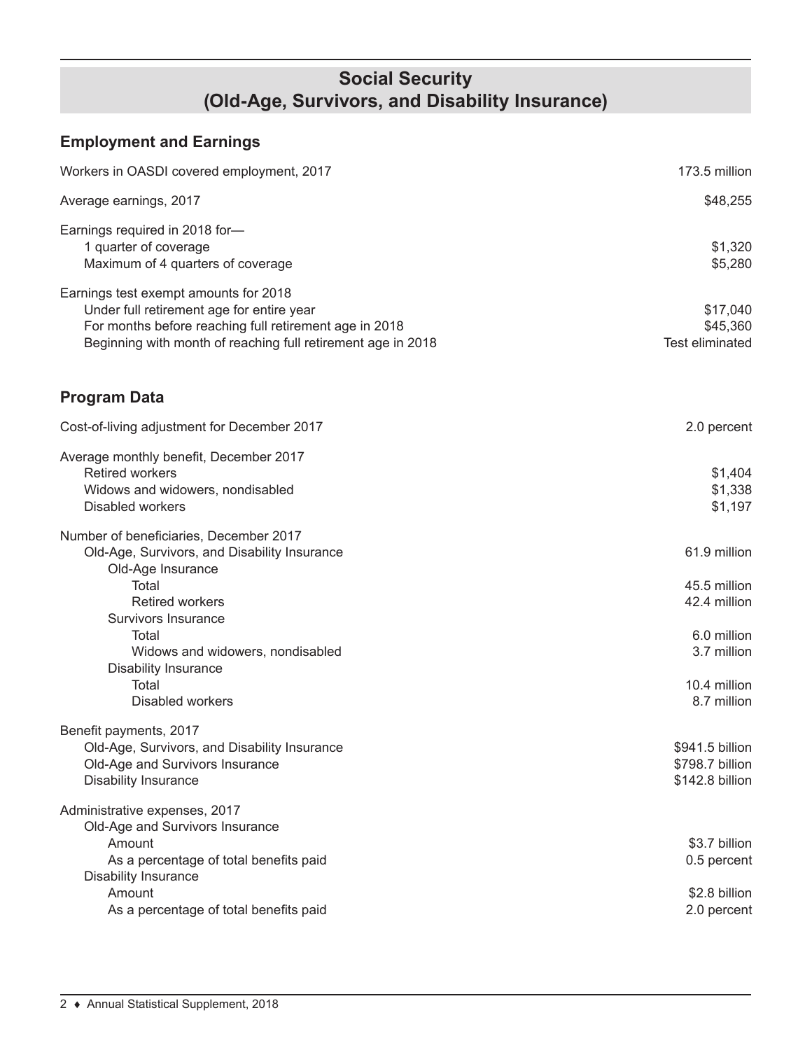# Social Security (Old-Age, Survivors, and Disability Insurance)

## Employment and Earnings

| | |
|---|---|
| Workers in OASDI covered employment, 2017 | 173.5 million |
| Average earnings, 2017 | $48,255 |
| Earnings required in 2018 for— | |
| 1 quarter of coverage | $1,320 |
| Maximum of 4 quarters of coverage | $5,280 |
| Earnings test exempt amounts for 2018 | |
| Under full retirement age for entire year | $17,040 |
| For months before reaching full retirement age in 2018 | $45,360 |
| Beginning with month of reaching full retirement age in 2018 | Test eliminated |

## Program Data

| | |
|---|---|
| Cost-of-living adjustment for December 2017 | 2.0 percent |
| Average monthly benefit, December 2017 | |
| Retired workers | $1,404 |
| Widows and widowers, nondisabled | $1,338 |
| Disabled workers | $1,197 |
| Number of beneficiaries, December 2017 | |
| Old-Age, Survivors, and Disability Insurance | 61.9 million |
| Old-Age Insurance | |
| Total | 45.5 million |
| Retired workers | 42.4 million |
| Survivors Insurance | |
| Total | 6.0 million |
| Widows and widowers, nondisabled | 3.7 million |
| Disability Insurance | |
| Total | 10.4 million |
| Disabled workers | 8.7 million |
| Benefit payments, 2017 | |
| Old-Age, Survivors, and Disability Insurance | $941.5 billion |
| Old-Age and Survivors Insurance | $798.7 billion |
| Disability Insurance | $142.8 billion |
| Administrative expenses, 2017 | |
| Old-Age and Survivors Insurance | |
| Amount | $3.7 billion |
| As a percentage of total benefits paid | 0.5 percent |
| Disability Insurance | |
| Amount | $2.8 billion |
| As a percentage of total benefits paid | 2.0 percent |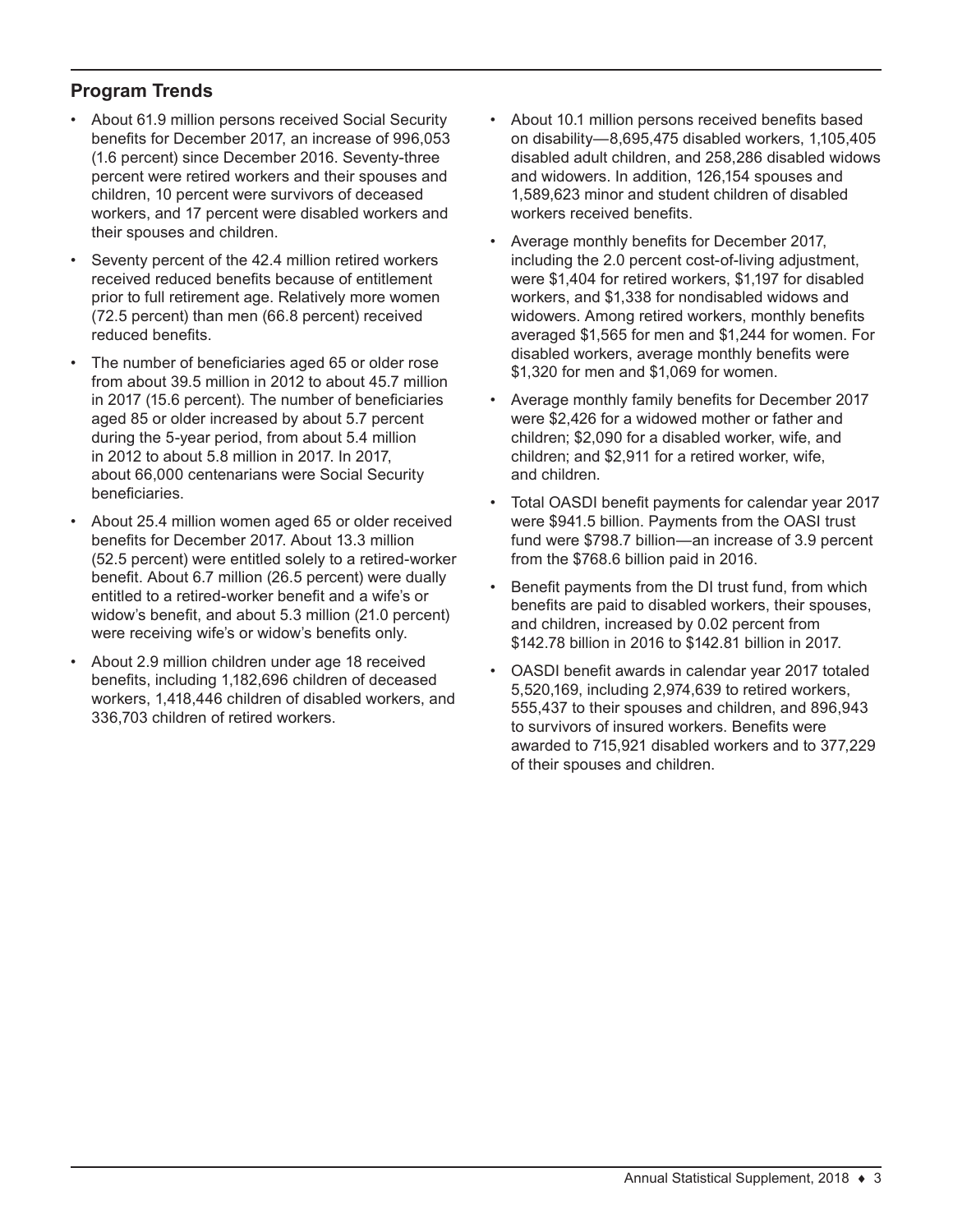## Program Trends

- About 61.9 million persons received Social Security benefits for December 2017, an increase of 996,053 (1.6 percent) since December 2016. Seventy-three percent were retired workers and their spouses and children, 10 percent were survivors of deceased workers, and 17 percent were disabled workers and their spouses and children.
- Seventy percent of the 42.4 million retired workers received reduced benefits because of entitlement prior to full retirement age. Relatively more women (72.5 percent) than men (66.8 percent) received reduced benefits.
- The number of beneficiaries aged 65 or older rose from about 39.5 million in 2012 to about 45.7 million in 2017 (15.6 percent). The number of beneficiaries aged 85 or older increased by about 5.7 percent during the 5-year period, from about 5.4 million in 2012 to about 5.8 million in 2017. In 2017, about 66,000 centenarians were Social Security beneficiaries.
- About 25.4 million women aged 65 or older received benefits for December 2017. About 13.3 million (52.5 percent) were entitled solely to a retired-worker benefit. About 6.7 million (26.5 percent) were dually entitled to a retired-worker benefit and a wife's or widow's benefit, and about 5.3 million (21.0 percent) were receiving wife's or widow's benefits only.
- About 2.9 million children under age 18 received benefits, including 1,182,696 children of deceased workers, 1,418,446 children of disabled workers, and 336,703 children of retired workers.
- About 10.1 million persons received benefits based on disability—8,695,475 disabled workers, 1,105,405 disabled adult children, and 258,286 disabled widows and widowers. In addition, 126,154 spouses and 1,589,623 minor and student children of disabled workers received benefits.
- Average monthly benefits for December 2017, including the 2.0 percent cost-of-living adjustment, were $1,404 for retired workers, $1,197 for disabled workers, and $1,338 for nondisabled widows and widowers. Among retired workers, monthly benefits averaged $1,565 for men and $1,244 for women. For disabled workers, average monthly benefits were $1,320 for men and $1,069 for women.
- Average monthly family benefits for December 2017 were $2,426 for a widowed mother or father and children; $2,090 for a disabled worker, wife, and children; and $2,911 for a retired worker, wife, and children.
- Total OASDI benefit payments for calendar year 2017 were $941.5 billion. Payments from the OASI trust fund were $798.7 billion—an increase of 3.9 percent from the $768.6 billion paid in 2016.
- Benefit payments from the DI trust fund, from which benefits are paid to disabled workers, their spouses, and children, increased by 0.02 percent from $142.78 billion in 2016 to $142.81 billion in 2017.
- OASDI benefit awards in calendar year 2017 totaled 5,520,169, including 2,974,639 to retired workers, 555,437 to their spouses and children, and 896,943 to survivors of insured workers. Benefits were awarded to 715,921 disabled workers and to 377,229 of their spouses and children.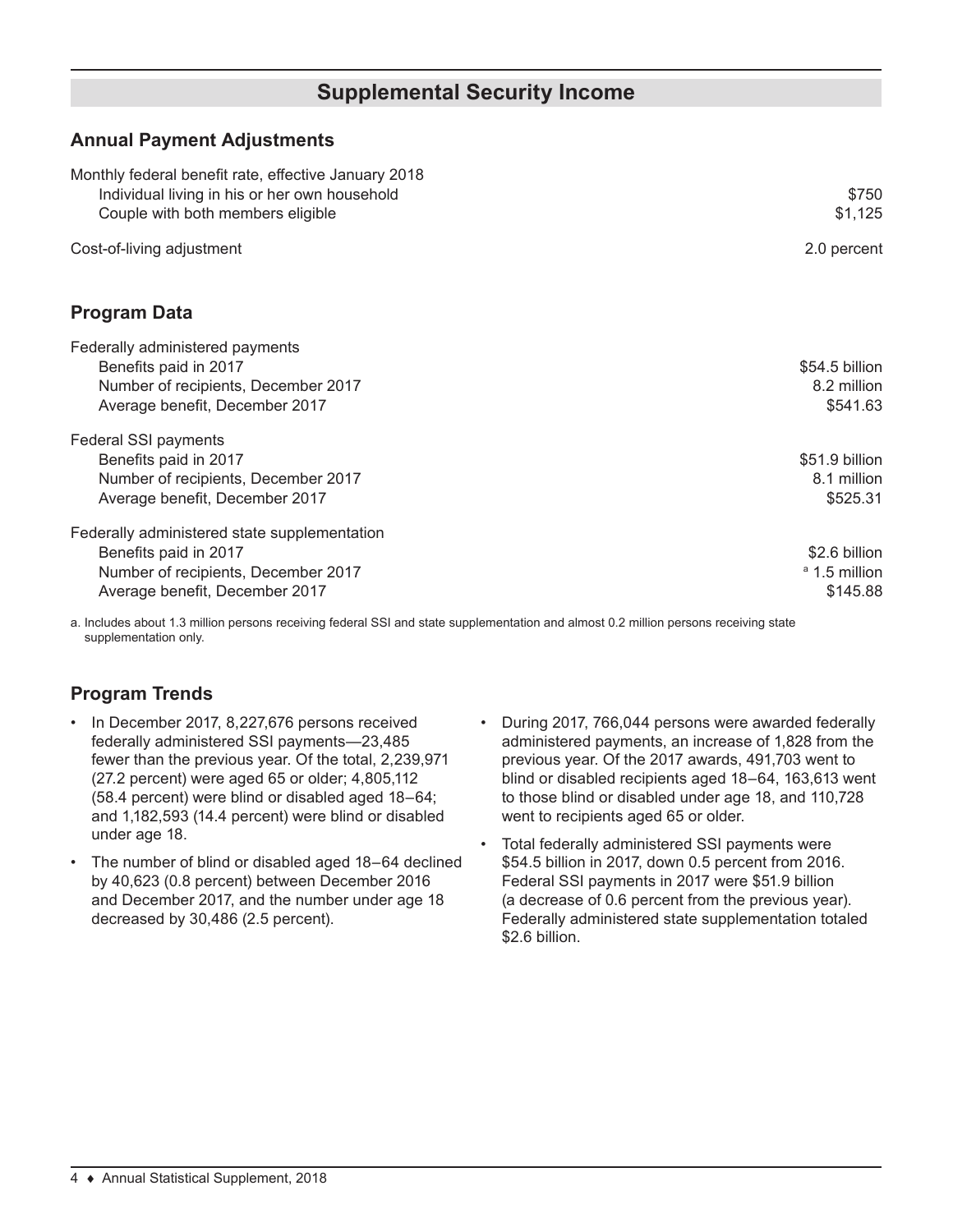## Supplemental Security Income

### Annual Payment Adjustments

| | |
|---|---|
| Monthly federal benefit rate, effective January 2018 | |
| Individual living in his or her own household | $750 |
| Couple with both members eligible | $1,125 |
| Cost-of-living adjustment | 2.0 percent |

### Program Data

| | |
|---|---|
| Federally administered payments | |
| Benefits paid in 2017 | $54.5 billion |
| Number of recipients, December 2017 | 8.2 million |
| Average benefit, December 2017 | $541.63 |
| Federal SSI payments | |
| Benefits paid in 2017 | $51.9 billion |
| Number of recipients, December 2017 | 8.1 million |
| Average benefit, December 2017 | $525.31 |
| Federally administered state supplementation | |
| Benefits paid in 2017 | $2.6 billion |
| Number of recipients, December 2017 | [a] 1.5 million |
| Average benefit, December 2017 | $145.88 |

a. Includes about 1.3 million persons receiving federal SSI and state supplementation and almost 0.2 million persons receiving state supplementation only.

### Program Trends

- In December 2017, 8,227,676 persons received federally administered SSI payments—23,485 fewer than the previous year. Of the total, 2,239,971 (27.2 percent) were aged 65 or older; 4,805,112 (58.4 percent) were blind or disabled aged 18–64; and 1,182,593 (14.4 percent) were blind or disabled under age 18.
- The number of blind or disabled aged 18–64 declined by 40,623 (0.8 percent) between December 2016 and December 2017, and the number under age 18 decreased by 30,486 (2.5 percent).
- During 2017, 766,044 persons were awarded federally administered payments, an increase of 1,828 from the previous year. Of the 2017 awards, 491,703 went to blind or disabled recipients aged 18–64, 163,613 went to those blind or disabled under age 18, and 110,728 went to recipients aged 65 or older.
- Total federally administered SSI payments were $54.5 billion in 2017, down 0.5 percent from 2016. Federal SSI payments in 2017 were $51.9 billion (a decrease of 0.6 percent from the previous year). Federally administered state supplementation totaled $2.6 billion.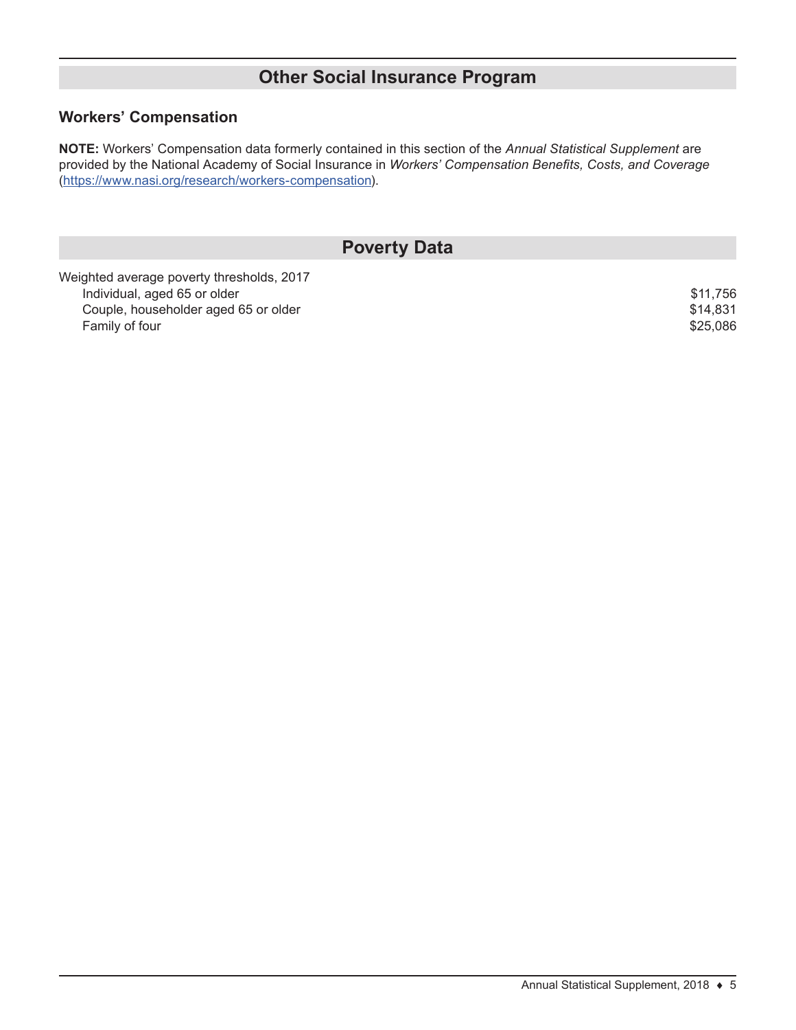## Other Social Insurance Program

### Workers' Compensation

**NOTE:** Workers' Compensation data formerly contained in this section of the *Annual Statistical Supplement* are provided by the National Academy of Social Insurance in *Workers' Compensation Benefits, Costs, and Coverage* (https://www.nasi.org/research/workers-compensation).

## Poverty Data

| | |
|---|---|
| Weighted average poverty thresholds, 2017 | |
| Individual, aged 65 or older | $11,756 |
| Couple, householder aged 65 or older | $14,831 |
| Family of four | $25,086 |